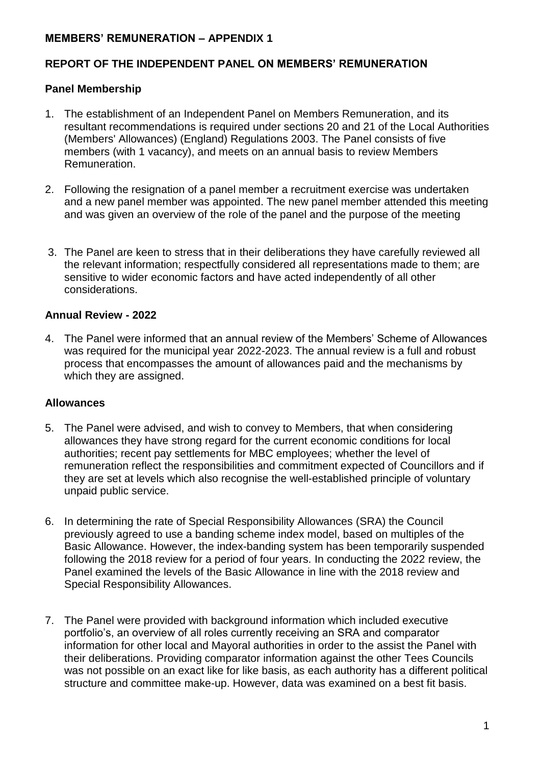**MEMBERS' REMUNERATION – APPENDIX 1**

**REPORT OF THE INDEPENDENT PANEL ON MEMBERS' REMUNERATION**

**Panel Membership**

1. The establishment of an Independent Panel on Members Remuneration, and its resultant recommendations is required under sections 20 and 21 of the Local Authorities (Members' Allowances) (England) Regulations 2003. The Panel consists of five members (with 1 vacancy), and meets on an annual basis to review Members Remuneration.

2. Following the resignation of a panel member a recruitment exercise was undertaken and a new panel member was appointed. The new panel member attended this meeting and was given an overview of the role of the panel and the purpose of the meeting

3. The Panel are keen to stress that in their deliberations they have carefully reviewed all the relevant information; respectfully considered all representations made to them; are sensitive to wider economic factors and have acted independently of all other considerations.

**Annual Review - 2022**

4. The Panel were informed that an annual review of the Members' Scheme of Allowances was required for the municipal year 2022-2023. The annual review is a full and robust process that encompasses the amount of allowances paid and the mechanisms by which they are assigned.

**Allowances**

5. The Panel were advised, and wish to convey to Members, that when considering allowances they have strong regard for the current economic conditions for local authorities; recent pay settlements for MBC employees; whether the level of remuneration reflect the responsibilities and commitment expected of Councillors and if they are set at levels which also recognise the well-established principle of voluntary unpaid public service.

6. In determining the rate of Special Responsibility Allowances (SRA) the Council previously agreed to use a banding scheme index model, based on multiples of the Basic Allowance. However, the index-banding system has been temporarily suspended following the 2018 review for a period of four years. In conducting the 2022 review, the Panel examined the levels of the Basic Allowance in line with the 2018 review and Special Responsibility Allowances.

7. The Panel were provided with background information which included executive portfolio's, an overview of all roles currently receiving an SRA and comparator information for other local and Mayoral authorities in order to the assist the Panel with their deliberations. Providing comparator information against the other Tees Councils was not possible on an exact like for like basis, as each authority has a different political structure and committee make-up. However, data was examined on a best fit basis.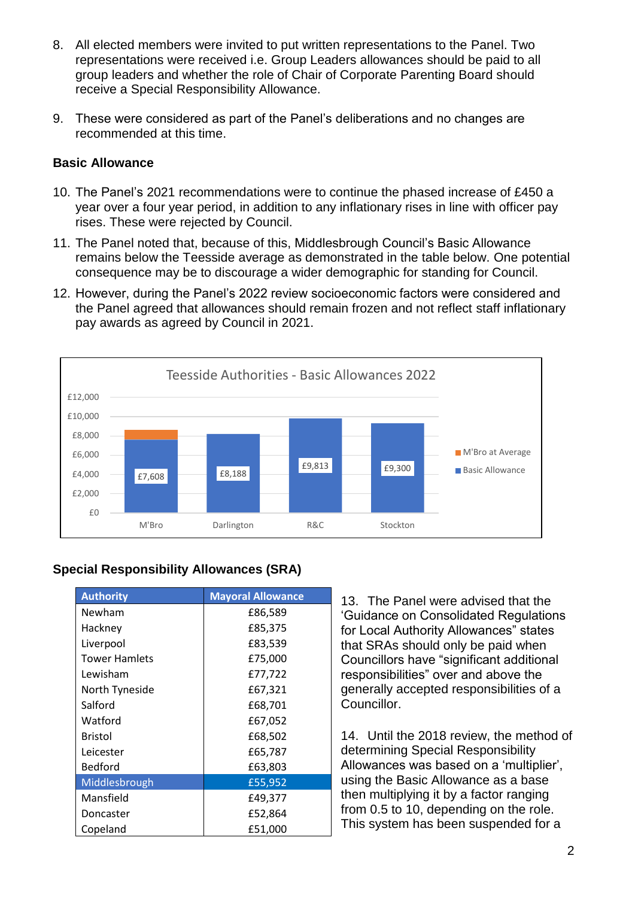8. All elected members were invited to put written representations to the Panel. Two representations were received i.e. Group Leaders allowances should be paid to all group leaders and whether the role of Chair of Corporate Parenting Board should receive a Special Responsibility Allowance.

9. These were considered as part of the Panel's deliberations and no changes are recommended at this time.

### Basic Allowance

10. The Panel's 2021 recommendations were to continue the phased increase of £450 a year over a four year period, in addition to any inflationary rises in line with officer pay rises. These were rejected by Council.

11. The Panel noted that, because of this, Middlesbrough Council's Basic Allowance remains below the Teesside average as demonstrated in the table below. One potential consequence may be to discourage a wider demographic for standing for Council.

12. However, during the Panel's 2022 review socioeconomic factors were considered and the Panel agreed that allowances should remain frozen and not reflect staff inflationary pay awards as agreed by Council in 2021.

**Teesside Authorities - Basic Allowances 2022**

| Authority | Basic Allowance |
|---|---|
| M'Bro | £7,608 |
| Darlington | £8,188 |
| R&C | £9,813 |
| Stockton | £9,300 |

Legend: M'Bro at Average; Basic Allowance

### Special Responsibility Allowances (SRA)

| Authority | Mayoral Allowance |
|---|---|
| Newham | £86,589 |
| Hackney | £85,375 |
| Liverpool | £83,539 |
| Tower Hamlets | £75,000 |
| Lewisham | £77,722 |
| North Tyneside | £67,321 |
| Salford | £68,701 |
| Watford | £67,052 |
| Bristol | £68,502 |
| Leicester | £65,787 |
| Bedford | £63,803 |
| Middlesbrough | £55,952 |
| Mansfield | £49,377 |
| Doncaster | £52,864 |
| Copeland | £51,000 |

13. The Panel were advised that the 'Guidance on Consolidated Regulations for Local Authority Allowances" states that SRAs should only be paid when Councillors have "significant additional responsibilities" over and above the generally accepted responsibilities of a Councillor.

14. Until the 2018 review, the method of determining Special Responsibility Allowances was based on a 'multiplier', using the Basic Allowance as a base then multiplying it by a factor ranging from 0.5 to 10, depending on the role. This system has been suspended for a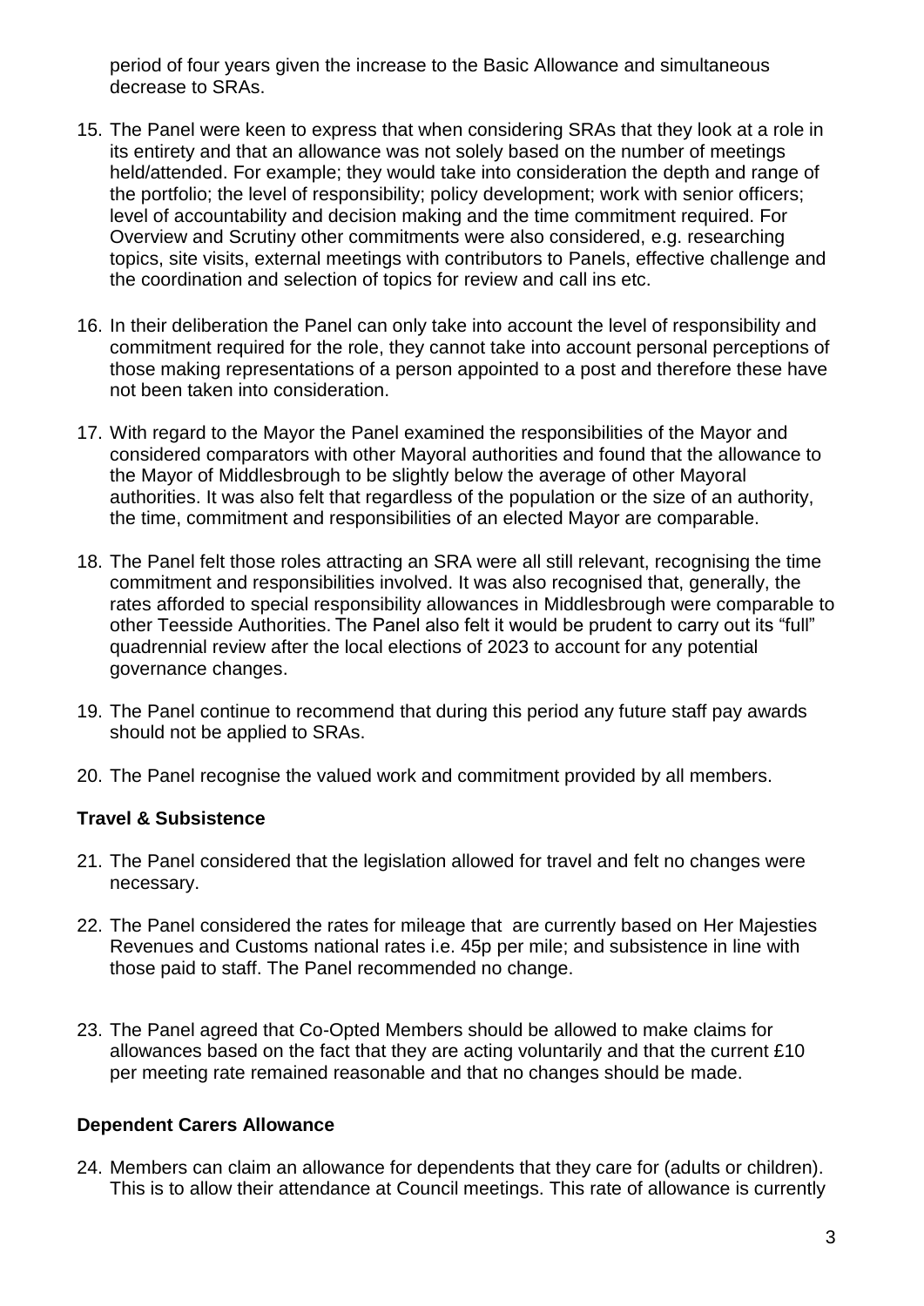period of four years given the increase to the Basic Allowance and simultaneous decrease to SRAs.

15. The Panel were keen to express that when considering SRAs that they look at a role in its entirety and that an allowance was not solely based on the number of meetings held/attended. For example; they would take into consideration the depth and range of the portfolio; the level of responsibility; policy development; work with senior officers; level of accountability and decision making and the time commitment required. For Overview and Scrutiny other commitments were also considered, e.g. researching topics, site visits, external meetings with contributors to Panels, effective challenge and the coordination and selection of topics for review and call ins etc.

16. In their deliberation the Panel can only take into account the level of responsibility and commitment required for the role, they cannot take into account personal perceptions of those making representations of a person appointed to a post and therefore these have not been taken into consideration.

17. With regard to the Mayor the Panel examined the responsibilities of the Mayor and considered comparators with other Mayoral authorities and found that the allowance to the Mayor of Middlesbrough to be slightly below the average of other Mayoral authorities. It was also felt that regardless of the population or the size of an authority, the time, commitment and responsibilities of an elected Mayor are comparable.

18. The Panel felt those roles attracting an SRA were all still relevant, recognising the time commitment and responsibilities involved. It was also recognised that, generally, the rates afforded to special responsibility allowances in Middlesbrough were comparable to other Teesside Authorities. The Panel also felt it would be prudent to carry out its "full" quadrennial review after the local elections of 2023 to account for any potential governance changes.

19. The Panel continue to recommend that during this period any future staff pay awards should not be applied to SRAs.

20. The Panel recognise the valued work and commitment provided by all members.

### Travel & Subsistence

21. The Panel considered that the legislation allowed for travel and felt no changes were necessary.

22. The Panel considered the rates for mileage that are currently based on Her Majesties Revenues and Customs national rates i.e. 45p per mile; and subsistence in line with those paid to staff. The Panel recommended no change.

23. The Panel agreed that Co-Opted Members should be allowed to make claims for allowances based on the fact that they are acting voluntarily and that the current £10 per meeting rate remained reasonable and that no changes should be made.

### Dependent Carers Allowance

24. Members can claim an allowance for dependents that they care for (adults or children). This is to allow their attendance at Council meetings. This rate of allowance is currently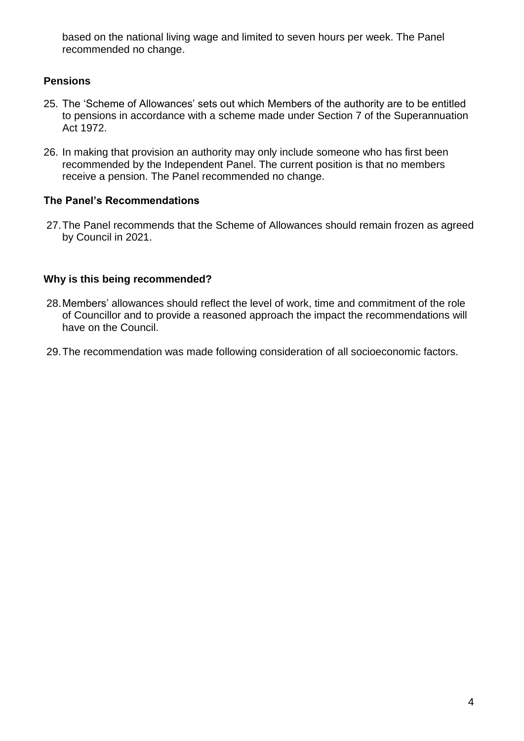based on the national living wage and limited to seven hours per week. The Panel recommended no change.

### Pensions

25. The 'Scheme of Allowances' sets out which Members of the authority are to be entitled to pensions in accordance with a scheme made under Section 7 of the Superannuation Act 1972.

26. In making that provision an authority may only include someone who has first been recommended by the Independent Panel. The current position is that no members receive a pension. The Panel recommended no change.

### The Panel's Recommendations

27. The Panel recommends that the Scheme of Allowances should remain frozen as agreed by Council in 2021.

### Why is this being recommended?

28. Members' allowances should reflect the level of work, time and commitment of the role of Councillor and to provide a reasoned approach the impact the recommendations will have on the Council.

29. The recommendation was made following consideration of all socioeconomic factors.